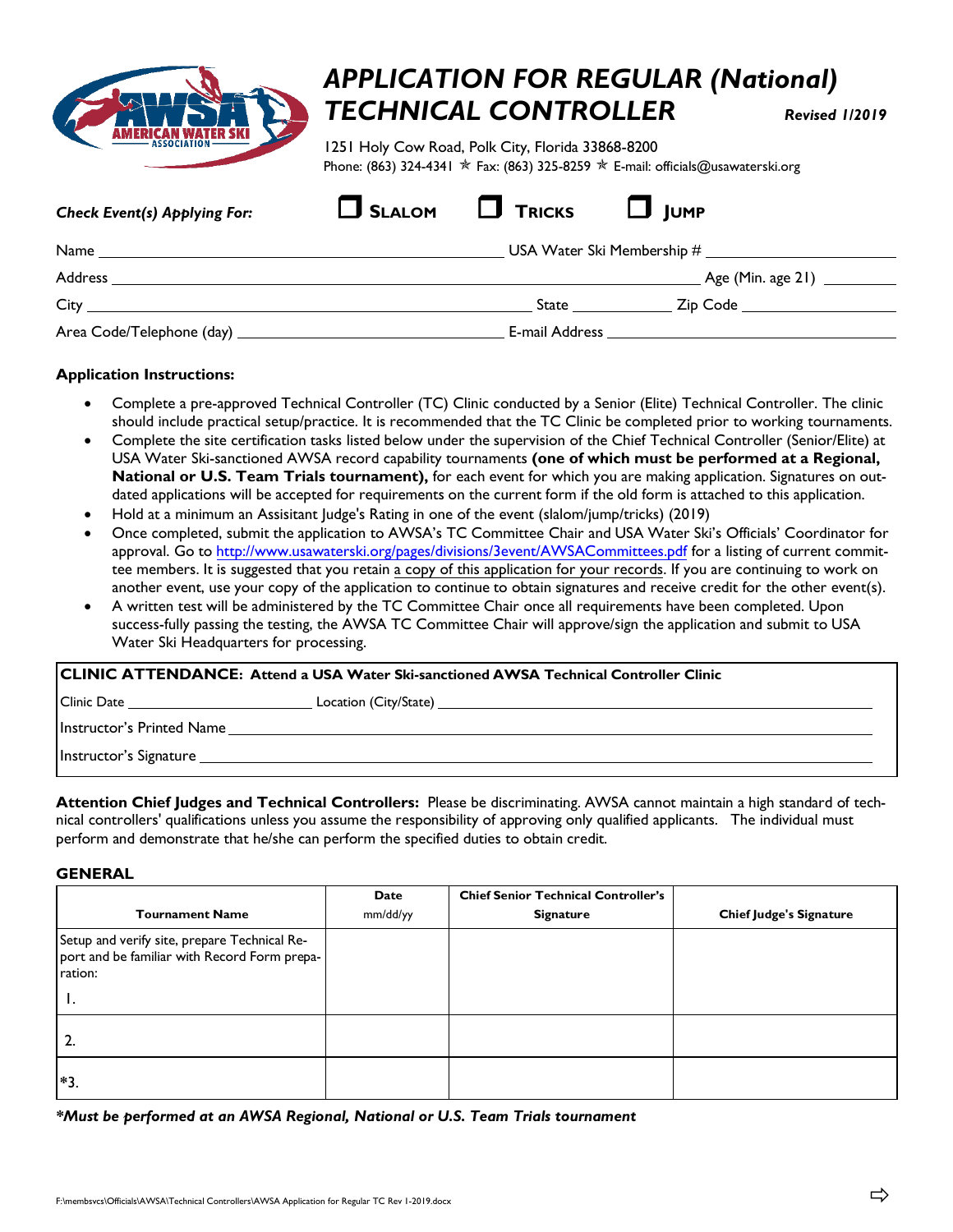# APPLICATION FOR REGULAR (National) TECHNICAL CONTROLLER

***Revised 1/2019***

1251 Holy Cow Road, Polk City, Florida 33868-8200
Phone: (863) 324-4341 ✯ Fax: (863) 325-8259 ✯ E-mail: officials@usawaterski.org

***Check Event(s) Applying For:*** ❒ **SLALOM** ❒ **TRICKS** ❒ **JUMP**

Name ______________________ USA Water Ski Membership # ______________

Address ______________________ Age (Min. age 21) ________

City ______________________ State __________ Zip Code ______________

Area Code/Telephone (day) ______________________ E-mail Address ______________________

**Application Instructions:**

- Complete a pre-approved Technical Controller (TC) Clinic conducted by a Senior (Elite) Technical Controller. The clinic should include practical setup/practice. It is recommended that the TC Clinic be completed prior to working tournaments.
- Complete the site certification tasks listed below under the supervision of the Chief Technical Controller (Senior/Elite) at USA Water Ski-sanctioned AWSA record capability tournaments **(one of which must be performed at a Regional, National or U.S. Team Trials tournament),** for each event for which you are making application. Signatures on out-dated applications will be accepted for requirements on the current form if the old form is attached to this application.
- Hold at a minimum an Assisitant Judge's Rating in one of the event (slalom/jump/tricks) (2019)
- Once completed, submit the application to AWSA's TC Committee Chair and USA Water Ski's Officials' Coordinator for approval. Go to http://www.usawaterski.org/pages/divisions/3event/AWSACommittees.pdf for a listing of current committee members. It is suggested that you retain a copy of this application for your records. If you are continuing to work on another event, use your copy of the application to continue to obtain signatures and receive credit for the other event(s).
- A written test will be administered by the TC Committee Chair once all requirements have been completed. Upon success-fully passing the testing, the AWSA TC Committee Chair will approve/sign the application and submit to USA Water Ski Headquarters for processing.

**CLINIC ATTENDANCE: Attend a USA Water Ski-sanctioned AWSA Technical Controller Clinic**

Clinic Date ______________ Location (City/State) ______________________

Instructor's Printed Name ______________________

Instructor's Signature ______________________

**Attention Chief Judges and Technical Controllers:** Please be discriminating. AWSA cannot maintain a high standard of technical controllers' qualifications unless you assume the responsibility of approving only qualified applicants. The individual must perform and demonstrate that he/she can perform the specified duties to obtain credit.

## GENERAL

| Tournament Name | Date mm/dd/yy | Chief Senior Technical Controller's Signature | Chief Judge's Signature |
|---|---|---|---|
| Setup and verify site, prepare Technical Report and be familiar with Record Form preparation:<br>1. | | | |
| 2. | | | |
| *3. | | | |

***Must be performed at an AWSA Regional, National or U.S. Team Trials tournament***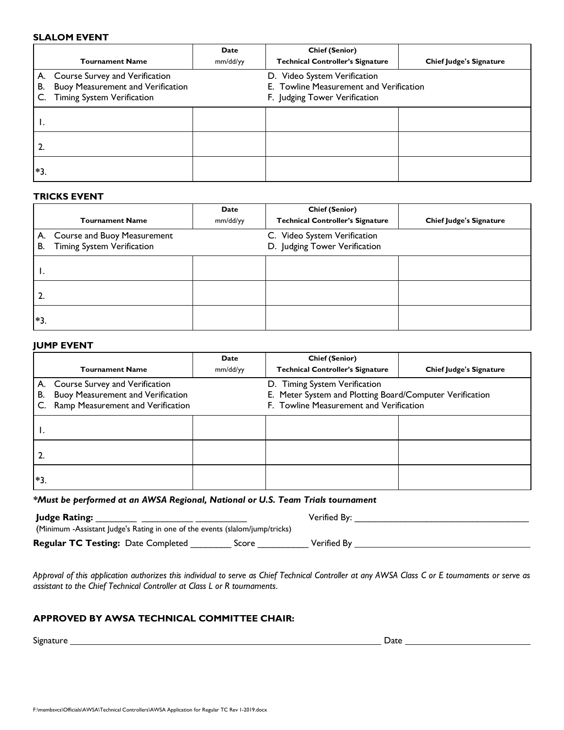**SLALOM EVENT**

| Tournament Name | Date mm/dd/yy | Chief (Senior) Technical Controller's Signature | Chief Judge's Signature |
|---|---|---|---|
| A. Course Survey and Verification<br>B. Buoy Measurement and Verification<br>C. Timing System Verification | | D. Video System Verification<br>E. Towline Measurement and Verification<br>F. Judging Tower Verification | |
| 1. | | | |
| 2. | | | |
| *3. | | | |

**TRICKS EVENT**

| Tournament Name | Date mm/dd/yy | Chief (Senior) Technical Controller's Signature | Chief Judge's Signature |
|---|---|---|---|
| A. Course and Buoy Measurement<br>B. Timing System Verification | | C. Video System Verification<br>D. Judging Tower Verification | |
| 1. | | | |
| 2. | | | |
| *3. | | | |

**JUMP EVENT**

| Tournament Name | Date mm/dd/yy | Chief (Senior) Technical Controller's Signature | Chief Judge's Signature |
|---|---|---|---|
| A. Course Survey and Verification<br>B. Buoy Measurement and Verification<br>C. Ramp Measurement and Verification | | D. Timing System Verification<br>E. Meter System and Plotting Board/Computer Verification<br>F. Towline Measurement and Verification | |
| 1. | | | |
| 2. | | | |
| *3. | | | |

***Must be performed at an AWSA Regional, National or U.S. Team Trials tournament**

**Judge Rating:** ________ __________ __________ Verified By: ____________________________________
(Minimum -Assistant Judge's Rating in one of the events (slalom/jump/tricks)

**Regular TC Testing:** Date Completed ________ Score __________ Verified By ____________________________________

*Approval of this application authorizes this individual to serve as Chief Technical Controller at any AWSA Class C or E tournaments or serve as assistant to the Chief Technical Controller at Class L or R tournaments.*

**APPROVED BY AWSA TECHNICAL COMMITTEE CHAIR:**

Signature ____________________________________________________________ Date ________________________

F:\membsvcs\Officials\AWSA\Technical Controllers\AWSA Application for Regular TC Rev 1-2019.docx